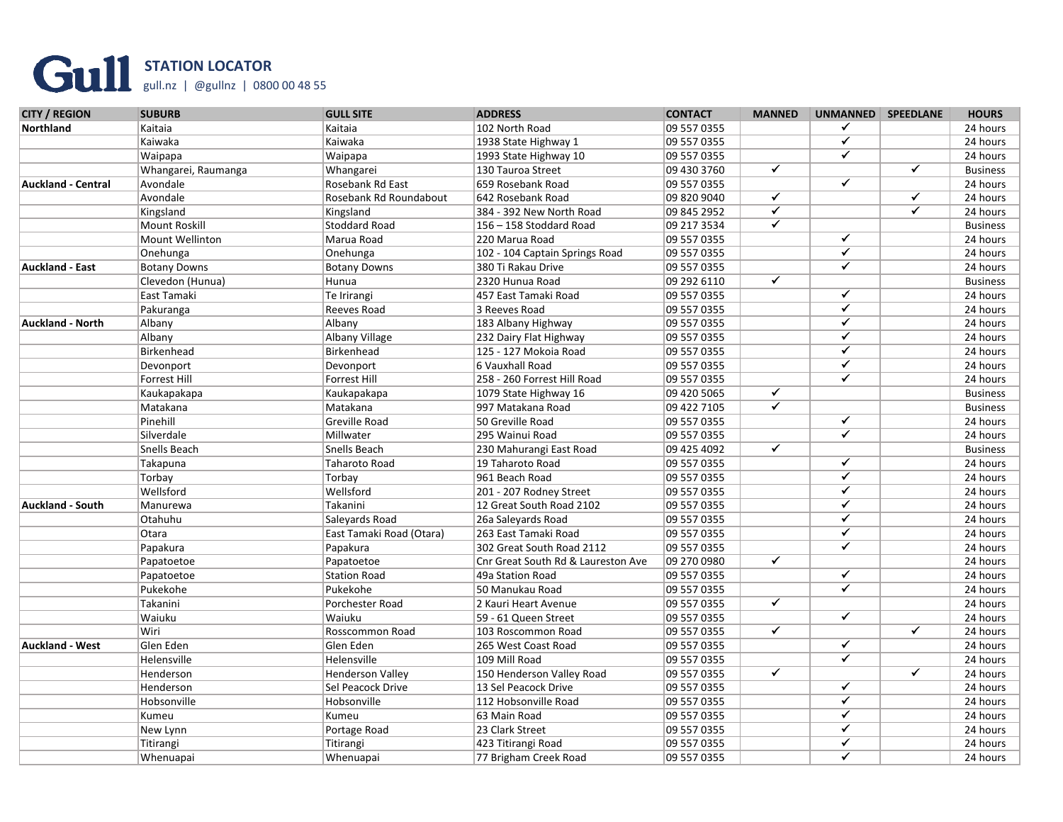**Gull** **STATION LOCATOR**

gull.nz | @gullnz | 0800 00 48 55

| CITY / REGION | SUBURB | GULL SITE | ADDRESS | CONTACT | MANNED | UNMANNED | SPEEDLANE | HOURS |
|---|---|---|---|---|---|---|---|---|
| **Northland** | Kaitaia | Kaitaia | 102 North Road | 09 557 0355 | | ✓ | | 24 hours |
| | Kaiwaka | Kaiwaka | 1938 State Highway 1 | 09 557 0355 | | ✓ | | 24 hours |
| | Waipapa | Waipapa | 1993 State Highway 10 | 09 557 0355 | | ✓ | | 24 hours |
| | Whangarei, Raumanga | Whangarei | 130 Tauroa Street | 09 430 3760 | ✓ | | ✓ | Business |
| **Auckland - Central** | Avondale | Rosebank Rd East | 659 Rosebank Road | 09 557 0355 | | ✓ | | 24 hours |
| | Avondale | Rosebank Rd Roundabout | 642 Rosebank Road | 09 820 9040 | ✓ | | ✓ | 24 hours |
| | Kingsland | Kingsland | 384 - 392 New North Road | 09 845 2952 | ✓ | | ✓ | 24 hours |
| | Mount Roskill | Stoddard Road | 156 – 158 Stoddard Road | 09 217 3534 | ✓ | | | Business |
| | Mount Wellinton | Marua Road | 220 Marua Road | 09 557 0355 | | ✓ | | 24 hours |
| | Onehunga | Onehunga | 102 - 104 Captain Springs Road | 09 557 0355 | | ✓ | | 24 hours |
| **Auckland - East** | Botany Downs | Botany Downs | 380 Ti Rakau Drive | 09 557 0355 | | ✓ | | 24 hours |
| | Clevedon (Hunua) | Hunua | 2320 Hunua Road | 09 292 6110 | ✓ | | | Business |
| | East Tamaki | Te Irirangi | 457 East Tamaki Road | 09 557 0355 | | ✓ | | 24 hours |
| | Pakuranga | Reeves Road | 3 Reeves Road | 09 557 0355 | | ✓ | | 24 hours |
| **Auckland - North** | Albany | Albany | 183 Albany Highway | 09 557 0355 | | ✓ | | 24 hours |
| | Albany | Albany Village | 232 Dairy Flat Highway | 09 557 0355 | | ✓ | | 24 hours |
| | Birkenhead | Birkenhead | 125 - 127 Mokoia Road | 09 557 0355 | | ✓ | | 24 hours |
| | Devonport | Devonport | 6 Vauxhall Road | 09 557 0355 | | ✓ | | 24 hours |
| | Forrest Hill | Forrest Hill | 258 - 260 Forrest Hill Road | 09 557 0355 | | ✓ | | 24 hours |
| | Kaukapakapa | Kaukapakapa | 1079 State Highway 16 | 09 420 5065 | ✓ | | | Business |
| | Matakana | Matakana | 997 Matakana Road | 09 422 7105 | ✓ | | | Business |
| | Pinehill | Greville Road | 50 Greville Road | 09 557 0355 | | ✓ | | 24 hours |
| | Silverdale | Millwater | 295 Wainui Road | 09 557 0355 | | ✓ | | 24 hours |
| | Snells Beach | Snells Beach | 230 Mahurangi East Road | 09 425 4092 | ✓ | | | Business |
| | Takapuna | Taharoto Road | 19 Taharoto Road | 09 557 0355 | | ✓ | | 24 hours |
| | Torbay | Torbay | 961 Beach Road | 09 557 0355 | | ✓ | | 24 hours |
| | Wellsford | Wellsford | 201 - 207 Rodney Street | 09 557 0355 | | ✓ | | 24 hours |
| **Auckland - South** | Manurewa | Takanini | 12 Great South Road 2102 | 09 557 0355 | | ✓ | | 24 hours |
| | Otahuhu | Saleyards Road | 26a Saleyards Road | 09 557 0355 | | ✓ | | 24 hours |
| | Otara | East Tamaki Road (Otara) | 263 East Tamaki Road | 09 557 0355 | | ✓ | | 24 hours |
| | Papakura | Papakura | 302 Great South Road 2112 | 09 557 0355 | | ✓ | | 24 hours |
| | Papatoetoe | Papatoetoe | Cnr Great South Rd & Laureston Ave | 09 270 0980 | ✓ | | | 24 hours |
| | Papatoetoe | Station Road | 49a Station Road | 09 557 0355 | | ✓ | | 24 hours |
| | Pukekohe | Pukekohe | 50 Manukau Road | 09 557 0355 | | ✓ | | 24 hours |
| | Takanini | Porchester Road | 2 Kauri Heart Avenue | 09 557 0355 | ✓ | | | 24 hours |
| | Waiuku | Waiuku | 59 - 61 Queen Street | 09 557 0355 | | ✓ | | 24 hours |
| | Wiri | Rosscommon Road | 103 Roscommon Road | 09 557 0355 | ✓ | | ✓ | 24 hours |
| **Auckland - West** | Glen Eden | Glen Eden | 265 West Coast Road | 09 557 0355 | | ✓ | | 24 hours |
| | Helensville | Helensville | 109 Mill Road | 09 557 0355 | | ✓ | | 24 hours |
| | Henderson | Henderson Valley | 150 Henderson Valley Road | 09 557 0355 | ✓ | | ✓ | 24 hours |
| | Henderson | Sel Peacock Drive | 13 Sel Peacock Drive | 09 557 0355 | | ✓ | | 24 hours |
| | Hobsonville | Hobsonville | 112 Hobsonville Road | 09 557 0355 | | ✓ | | 24 hours |
| | Kumeu | Kumeu | 63 Main Road | 09 557 0355 | | ✓ | | 24 hours |
| | New Lynn | Portage Road | 23 Clark Street | 09 557 0355 | | ✓ | | 24 hours |
| | Titirangi | Titirangi | 423 Titirangi Road | 09 557 0355 | | ✓ | | 24 hours |
| | Whenuapai | Whenuapai | 77 Brigham Creek Road | 09 557 0355 | | ✓ | | 24 hours |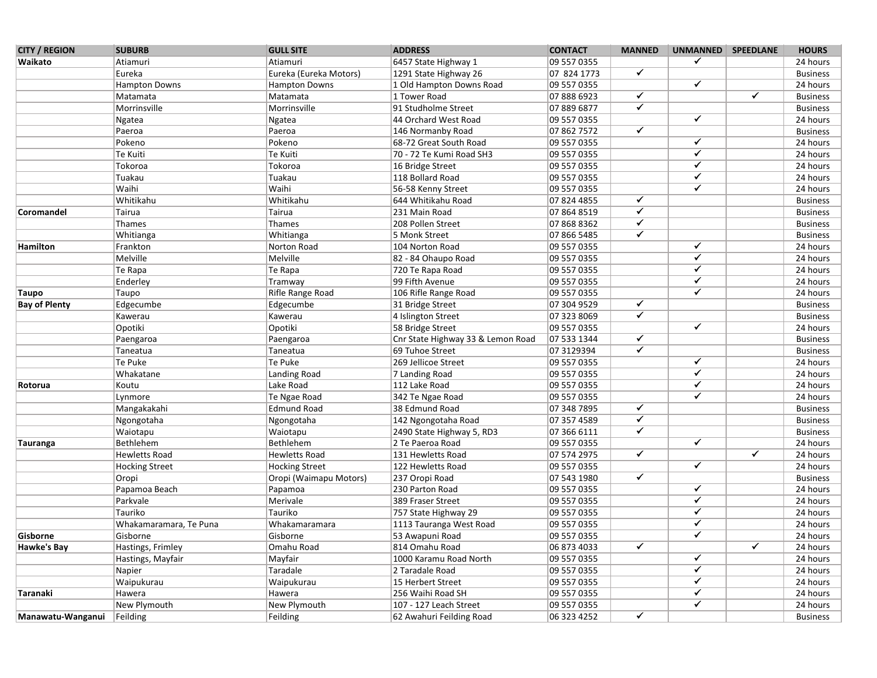| CITY / REGION | SUBURB | GULL SITE | ADDRESS | CONTACT | MANNED | UNMANNED | SPEEDLANE | HOURS |
|---|---|---|---|---|---|---|---|---|
| **Waikato** | Atiamuri | Atiamuri | 6457 State Highway 1 | 09 557 0355 | | ✓ | | 24 hours |
| | Eureka | Eureka (Eureka Motors) | 1291 State Highway 26 | 07 824 1773 | ✓ | | | Business |
| | Hampton Downs | Hampton Downs | 1 Old Hampton Downs Road | 09 557 0355 | | ✓ | | 24 hours |
| | Matamata | Matamata | 1 Tower Road | 07 888 6923 | ✓ | | ✓ | Business |
| | Morrinsville | Morrinsville | 91 Studholme Street | 07 889 6877 | ✓ | | | Business |
| | Ngatea | Ngatea | 44 Orchard West Road | 09 557 0355 | | ✓ | | 24 hours |
| | Paeroa | Paeroa | 146 Normanby Road | 07 862 7572 | ✓ | | | Business |
| | Pokeno | Pokeno | 68-72 Great South Road | 09 557 0355 | | ✓ | | 24 hours |
| | Te Kuiti | Te Kuiti | 70 - 72 Te Kumi Road SH3 | 09 557 0355 | | ✓ | | 24 hours |
| | Tokoroa | Tokoroa | 16 Bridge Street | 09 557 0355 | | ✓ | | 24 hours |
| | Tuakau | Tuakau | 118 Bollard Road | 09 557 0355 | | ✓ | | 24 hours |
| | Waihi | Waihi | 56-58 Kenny Street | 09 557 0355 | | ✓ | | 24 hours |
| | Whitikahu | Whitikahu | 644 Whitikahu Road | 07 824 4855 | ✓ | | | Business |
| **Coromandel** | Tairua | Tairua | 231 Main Road | 07 864 8519 | ✓ | | | Business |
| | Thames | Thames | 208 Pollen Street | 07 868 8362 | ✓ | | | Business |
| | Whitianga | Whitianga | 5 Monk Street | 07 866 5485 | ✓ | | | Business |
| **Hamilton** | Frankton | Norton Road | 104 Norton Road | 09 557 0355 | | ✓ | | 24 hours |
| | Melville | Melville | 82 - 84 Ohaupo Road | 09 557 0355 | | ✓ | | 24 hours |
| | Te Rapa | Te Rapa | 720 Te Rapa Road | 09 557 0355 | | ✓ | | 24 hours |
| | Enderley | Tramway | 99 Fifth Avenue | 09 557 0355 | | ✓ | | 24 hours |
| **Taupo** | Taupo | Rifle Range Road | 106 Rifle Range Road | 09 557 0355 | | ✓ | | 24 hours |
| **Bay of Plenty** | Edgecumbe | Edgecumbe | 31 Bridge Street | 07 304 9529 | ✓ | | | Business |
| | Kawerau | Kawerau | 4 Islington Street | 07 323 8069 | ✓ | | | Business |
| | Opotiki | Opotiki | 58 Bridge Street | 09 557 0355 | | ✓ | | 24 hours |
| | Paengaroa | Paengaroa | Cnr State Highway 33 & Lemon Road | 07 533 1344 | ✓ | | | Business |
| | Taneatua | Taneatua | 69 Tuhoe Street | 07 3129394 | ✓ | | | Business |
| | Te Puke | Te Puke | 269 Jellicoe Street | 09 557 0355 | | ✓ | | 24 hours |
| | Whakatane | Landing Road | 7 Landing Road | 09 557 0355 | | ✓ | | 24 hours |
| **Rotorua** | Koutu | Lake Road | 112 Lake Road | 09 557 0355 | | ✓ | | 24 hours |
| | Lynmore | Te Ngae Road | 342 Te Ngae Road | 09 557 0355 | | ✓ | | 24 hours |
| | Mangakakahi | Edmund Road | 38 Edmund Road | 07 348 7895 | ✓ | | | Business |
| | Ngongotaha | Ngongotaha | 142 Ngongotaha Road | 07 357 4589 | ✓ | | | Business |
| | Waiotapu | Waiotapu | 2490 State Highway 5, RD3 | 07 366 6111 | ✓ | | | Business |
| **Tauranga** | Bethlehem | Bethlehem | 2 Te Paeroa Road | 09 557 0355 | | ✓ | | 24 hours |
| | Hewletts Road | Hewletts Road | 131 Hewletts Road | 07 574 2975 | ✓ | | ✓ | 24 hours |
| | Hocking Street | Hocking Street | 122 Hewletts Road | 09 557 0355 | | ✓ | | 24 hours |
| | Oropi | Oropi (Waimapu Motors) | 237 Oropi Road | 07 543 1980 | ✓ | | | Business |
| | Papamoa Beach | Papamoa | 230 Parton Road | 09 557 0355 | | ✓ | | 24 hours |
| | Parkvale | Merivale | 389 Fraser Street | 09 557 0355 | | ✓ | | 24 hours |
| | Tauriko | Tauriko | 757 State Highway 29 | 09 557 0355 | | ✓ | | 24 hours |
| | Whakamaramara, Te Puna | Whakamaramara | 1113 Tauranga West Road | 09 557 0355 | | ✓ | | 24 hours |
| **Gisborne** | Gisborne | Gisborne | 53 Awapuni Road | 09 557 0355 | | ✓ | | 24 hours |
| **Hawke's Bay** | Hastings, Frimley | Omahu Road | 814 Omahu Road | 06 873 4033 | ✓ | | ✓ | 24 hours |
| | Hastings, Mayfair | Mayfair | 1000 Karamu Road North | 09 557 0355 | | ✓ | | 24 hours |
| | Napier | Taradale | 2 Taradale Road | 09 557 0355 | | ✓ | | 24 hours |
| | Waipukurau | Waipukurau | 15 Herbert Street | 09 557 0355 | | ✓ | | 24 hours |
| **Taranaki** | Hawera | Hawera | 256 Waihi Road SH | 09 557 0355 | | ✓ | | 24 hours |
| | New Plymouth | New Plymouth | 107 - 127 Leach Street | 09 557 0355 | | ✓ | | 24 hours |
| **Manawatu-Wanganui** | Feilding | Feilding | 62 Awahuri Feilding Road | 06 323 4252 | ✓ | | | Business |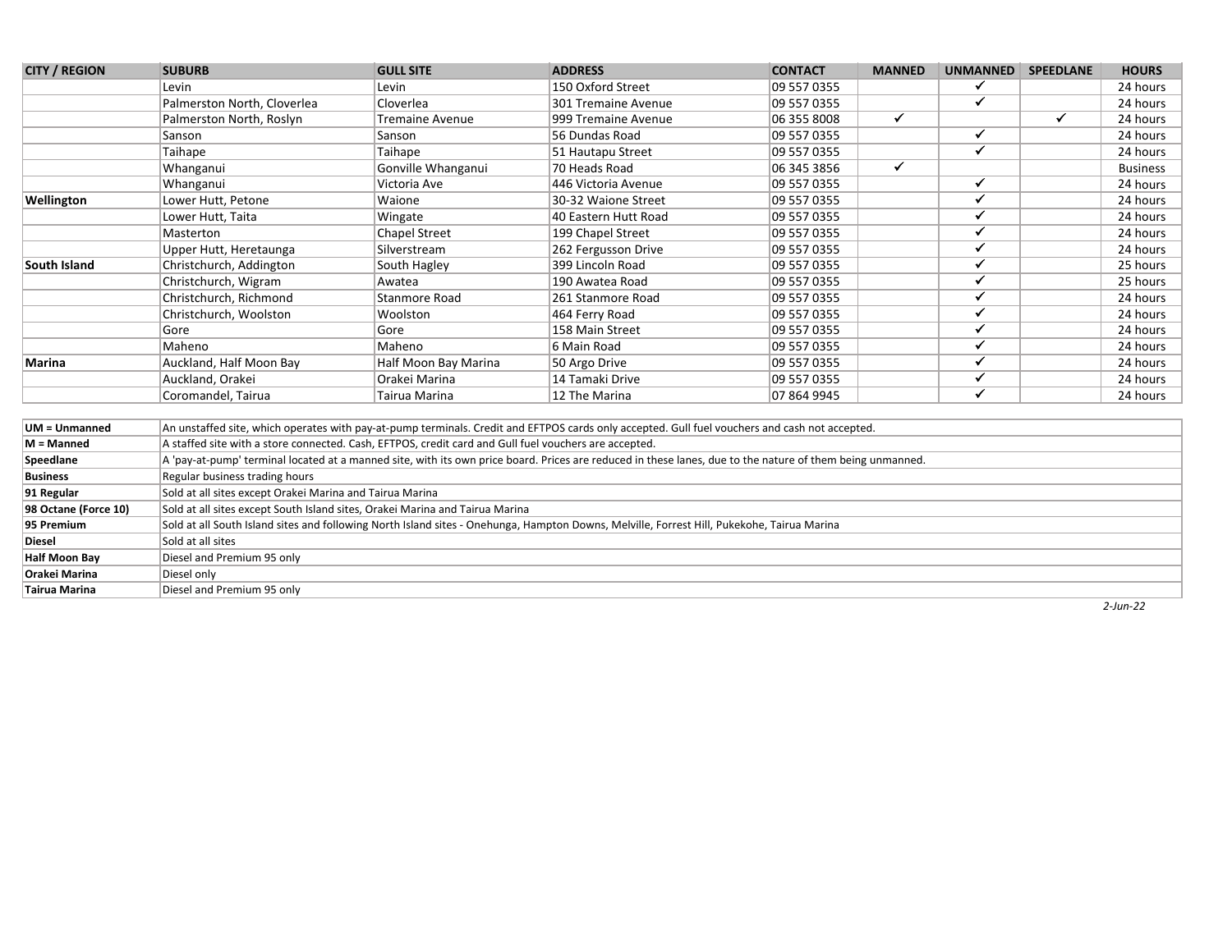| CITY / REGION | SUBURB | GULL SITE | ADDRESS | CONTACT | MANNED | UNMANNED | SPEEDLANE | HOURS |
|---|---|---|---|---|---|---|---|---|
| | Levin | Levin | 150 Oxford Street | 09 557 0355 | | ✓ | | 24 hours |
| | Palmerston North, Cloverlea | Cloverlea | 301 Tremaine Avenue | 09 557 0355 | | ✓ | | 24 hours |
| | Palmerston North, Roslyn | Tremaine Avenue | 999 Tremaine Avenue | 06 355 8008 | ✓ | | ✓ | 24 hours |
| | Sanson | Sanson | 56 Dundas Road | 09 557 0355 | | ✓ | | 24 hours |
| | Taihape | Taihape | 51 Hautapu Street | 09 557 0355 | | ✓ | | 24 hours |
| | Whanganui | Gonville Whanganui | 70 Heads Road | 06 345 3856 | ✓ | | | Business |
| | Whanganui | Victoria Ave | 446 Victoria Avenue | 09 557 0355 | | ✓ | | 24 hours |
| **Wellington** | Lower Hutt, Petone | Waione | 30-32 Waione Street | 09 557 0355 | | ✓ | | 24 hours |
| | Lower Hutt, Taita | Wingate | 40 Eastern Hutt Road | 09 557 0355 | | ✓ | | 24 hours |
| | Masterton | Chapel Street | 199 Chapel Street | 09 557 0355 | | ✓ | | 24 hours |
| | Upper Hutt, Heretaunga | Silverstream | 262 Fergusson Drive | 09 557 0355 | | ✓ | | 24 hours |
| **South Island** | Christchurch, Addington | South Hagley | 399 Lincoln Road | 09 557 0355 | | ✓ | | 25 hours |
| | Christchurch, Wigram | Awatea | 190 Awatea Road | 09 557 0355 | | ✓ | | 25 hours |
| | Christchurch, Richmond | Stanmore Road | 261 Stanmore Road | 09 557 0355 | | ✓ | | 24 hours |
| | Christchurch, Woolston | Woolston | 464 Ferry Road | 09 557 0355 | | ✓ | | 24 hours |
| | Gore | Gore | 158 Main Street | 09 557 0355 | | ✓ | | 24 hours |
| | Maheno | Maheno | 6 Main Road | 09 557 0355 | | ✓ | | 24 hours |
| **Marina** | Auckland, Half Moon Bay | Half Moon Bay Marina | 50 Argo Drive | 09 557 0355 | | ✓ | | 24 hours |
| | Auckland, Orakei | Orakei Marina | 14 Tamaki Drive | 09 557 0355 | | ✓ | | 24 hours |
| | Coromandel, Tairua | Tairua Marina | 12 The Marina | 07 864 9945 | | ✓ | | 24 hours |

| | |
|---|---|
| **UM = Unmanned** | An unstaffed site, which operates with pay-at-pump terminals. Credit and EFTPOS cards only accepted. Gull fuel vouchers and cash not accepted. |
| **M = Manned** | A staffed site with a store connected. Cash, EFTPOS, credit card and Gull fuel vouchers are accepted. |
| **Speedlane** | A 'pay-at-pump' terminal located at a manned site, with its own price board. Prices are reduced in these lanes, due to the nature of them being unmanned. |
| **Business** | Regular business trading hours |
| **91 Regular** | Sold at all sites except Orakei Marina and Tairua Marina |
| **98 Octane (Force 10)** | Sold at all sites except South Island sites, Orakei Marina and Tairua Marina |
| **95 Premium** | Sold at all South Island sites and following North Island sites - Onehunga, Hampton Downs, Melville, Forrest Hill, Pukekohe, Tairua Marina |
| **Diesel** | Sold at all sites |
| **Half Moon Bay** | Diesel and Premium 95 only |
| **Orakei Marina** | Diesel only |
| **Tairua Marina** | Diesel and Premium 95 only |

*2-Jun-22*